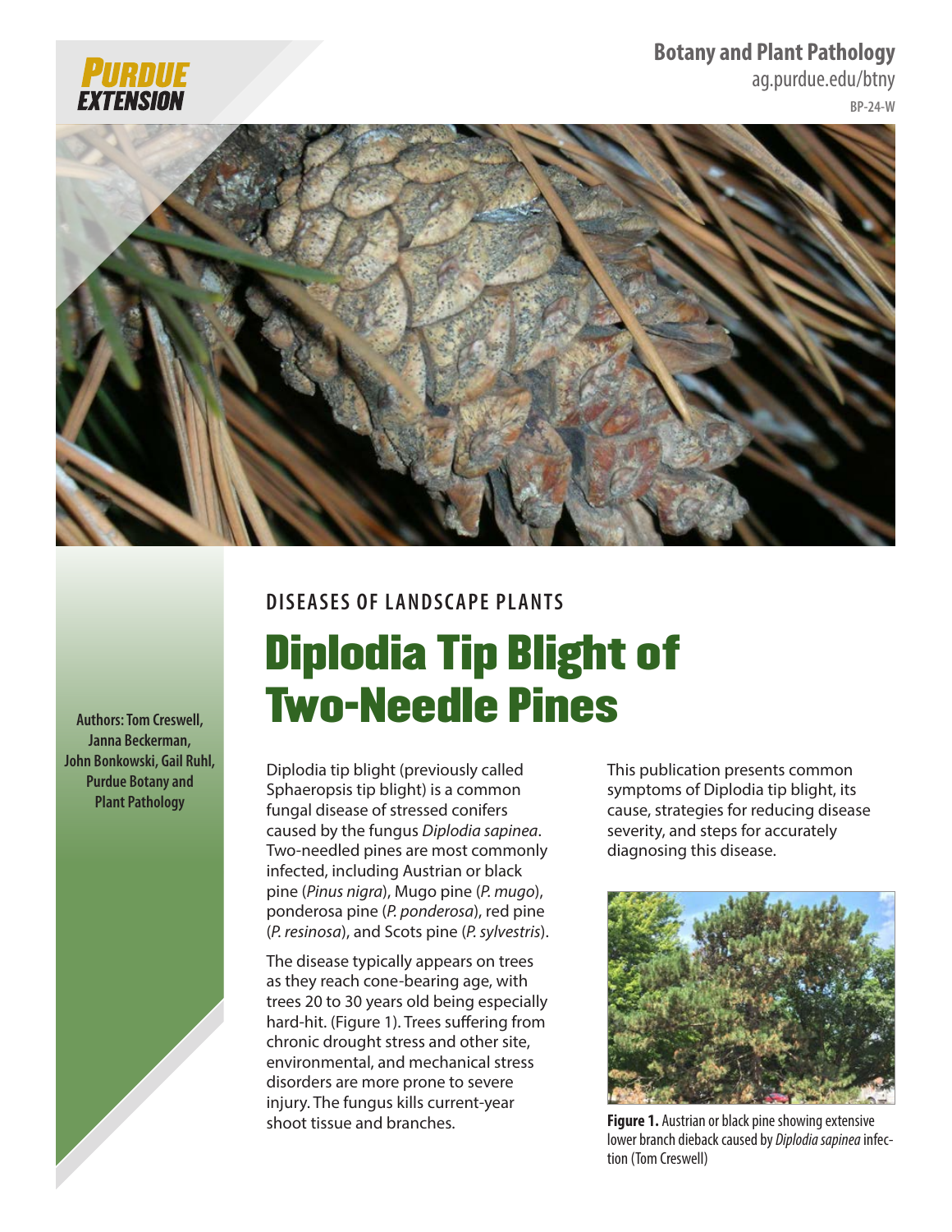Botany and Plant Pathology
ag.purdue.edu/btny
BP-24-W

DISEASES OF LANDSCAPE PLANTS

# Diplodia Tip Blight of Two-Needle Pines

**Authors: Tom Creswell, Janna Beckerman, John Bonkowski, Gail Ruhl, Purdue Botany and Plant Pathology**

Diplodia tip blight (previously called Sphaeropsis tip blight) is a common fungal disease of stressed conifers caused by the fungus *Diplodia sapinea*. Two-needled pines are most commonly infected, including Austrian or black pine (*Pinus nigra*), Mugo pine (*P. mugo*), ponderosa pine (*P. ponderosa*), red pine (*P. resinosa*), and Scots pine (*P. sylvestris*).

The disease typically appears on trees as they reach cone-bearing age, with trees 20 to 30 years old being especially hard-hit. (Figure 1). Trees suffering from chronic drought stress and other site, environmental, and mechanical stress disorders are more prone to severe injury. The fungus kills current-year shoot tissue and branches.

This publication presents common symptoms of Diplodia tip blight, its cause, strategies for reducing disease severity, and steps for accurately diagnosing this disease.

**Figure 1.** Austrian or black pine showing extensive lower branch dieback caused by *Diplodia sapinea* infection (Tom Creswell)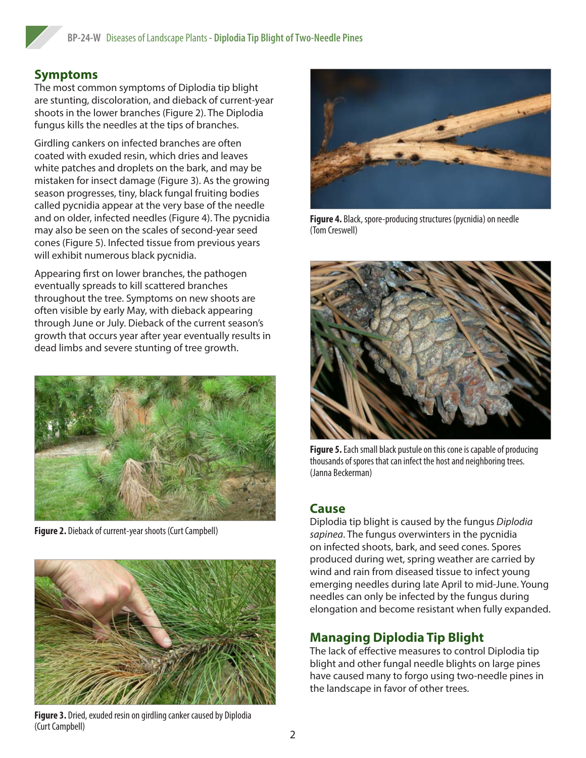## Symptoms

The most common symptoms of Diplodia tip blight are stunting, discoloration, and dieback of current-year shoots in the lower branches (Figure 2). The Diplodia fungus kills the needles at the tips of branches.

Girdling cankers on infected branches are often coated with exuded resin, which dries and leaves white patches and droplets on the bark, and may be mistaken for insect damage (Figure 3). As the growing season progresses, tiny, black fungal fruiting bodies called pycnidia appear at the very base of the needle and on older, infected needles (Figure 4). The pycnidia may also be seen on the scales of second-year seed cones (Figure 5). Infected tissue from previous years will exhibit numerous black pycnidia.

Appearing first on lower branches, the pathogen eventually spreads to kill scattered branches throughout the tree. Symptoms on new shoots are often visible by early May, with dieback appearing through June or July. Dieback of the current season's growth that occurs year after year eventually results in dead limbs and severe stunting of tree growth.

**Figure 2.** Dieback of current-year shoots (Curt Campbell)

**Figure 3.** Dried, exuded resin on girdling canker caused by Diplodia (Curt Campbell)

**Figure 4.** Black, spore-producing structures (pycnidia) on needle (Tom Creswell)

**Figure 5.** Each small black pustule on this cone is capable of producing thousands of spores that can infect the host and neighboring trees. (Janna Beckerman)

## Cause

Diplodia tip blight is caused by the fungus *Diplodia sapinea*. The fungus overwinters in the pycnidia on infected shoots, bark, and seed cones. Spores produced during wet, spring weather are carried by wind and rain from diseased tissue to infect young emerging needles during late April to mid-June. Young needles can only be infected by the fungus during elongation and become resistant when fully expanded.

## Managing Diplodia Tip Blight

The lack of effective measures to control Diplodia tip blight and other fungal needle blights on large pines have caused many to forgo using two-needle pines in the landscape in favor of other trees.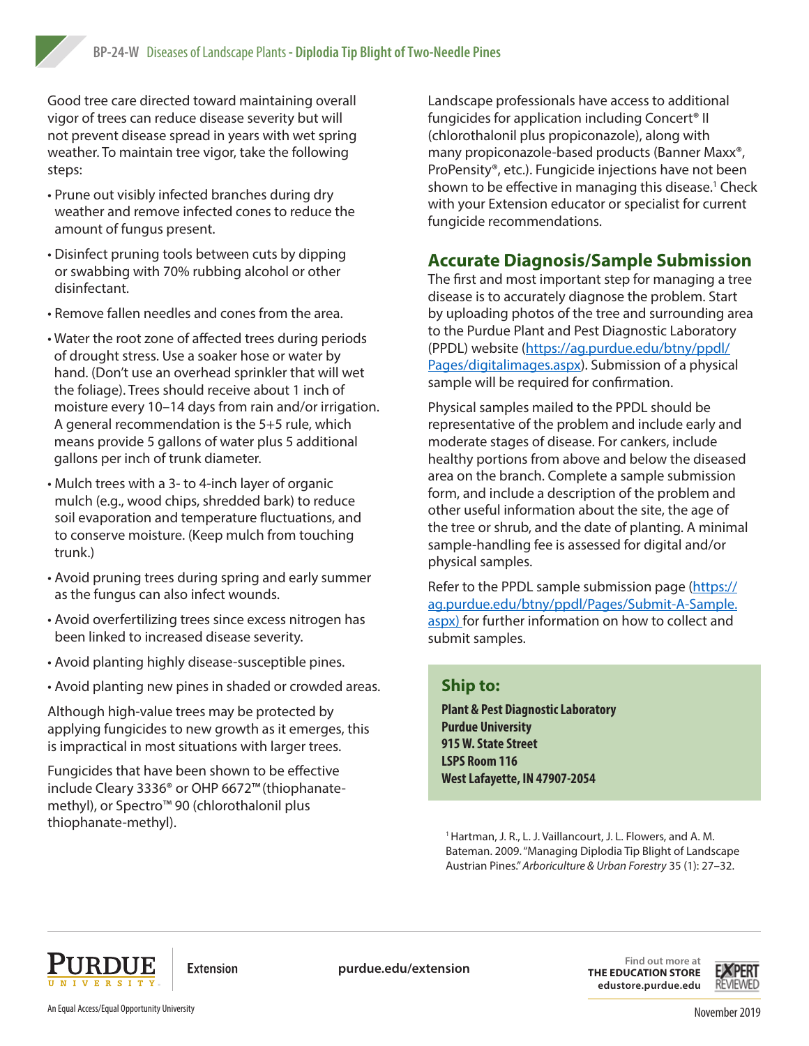Good tree care directed toward maintaining overall vigor of trees can reduce disease severity but will not prevent disease spread in years with wet spring weather. To maintain tree vigor, take the following steps:

- Prune out visibly infected branches during dry weather and remove infected cones to reduce the amount of fungus present.
- Disinfect pruning tools between cuts by dipping or swabbing with 70% rubbing alcohol or other disinfectant.
- Remove fallen needles and cones from the area.
- Water the root zone of affected trees during periods of drought stress. Use a soaker hose or water by hand. (Don't use an overhead sprinkler that will wet the foliage). Trees should receive about 1 inch of moisture every 10–14 days from rain and/or irrigation. A general recommendation is the 5+5 rule, which means provide 5 gallons of water plus 5 additional gallons per inch of trunk diameter.
- Mulch trees with a 3- to 4-inch layer of organic mulch (e.g., wood chips, shredded bark) to reduce soil evaporation and temperature fluctuations, and to conserve moisture. (Keep mulch from touching trunk.)
- Avoid pruning trees during spring and early summer as the fungus can also infect wounds.
- Avoid overfertilizing trees since excess nitrogen has been linked to increased disease severity.
- Avoid planting highly disease-susceptible pines.
- Avoid planting new pines in shaded or crowded areas.

Although high-value trees may be protected by applying fungicides to new growth as it emerges, this is impractical in most situations with larger trees.

Fungicides that have been shown to be effective include Cleary 3336® or OHP 6672™ (thiophanate-methyl), or Spectro™ 90 (chlorothalonil plus thiophanate-methyl).

Landscape professionals have access to additional fungicides for application including Concert® II (chlorothalonil plus propiconazole), along with many propiconazole-based products (Banner Maxx®, ProPensity®, etc.). Fungicide injections have not been shown to be effective in managing this disease.[1] Check with your Extension educator or specialist for current fungicide recommendations.

## Accurate Diagnosis/Sample Submission

The first and most important step for managing a tree disease is to accurately diagnose the problem. Start by uploading photos of the tree and surrounding area to the Purdue Plant and Pest Diagnostic Laboratory (PPDL) website (https://ag.purdue.edu/btny/ppdl/Pages/digitalimages.aspx). Submission of a physical sample will be required for confirmation.

Physical samples mailed to the PPDL should be representative of the problem and include early and moderate stages of disease. For cankers, include healthy portions from above and below the diseased area on the branch. Complete a sample submission form, and include a description of the problem and other useful information about the site, the age of the tree or shrub, and the date of planting. A minimal sample-handling fee is assessed for digital and/or physical samples.

Refer to the PPDL sample submission page (https://ag.purdue.edu/btny/ppdl/Pages/Submit-A-Sample.aspx) for further information on how to collect and submit samples.

### Ship to:

**Plant & Pest Diagnostic Laboratory**
**Purdue University**
**915 W. State Street**
**LSPS Room 116**
**West Lafayette, IN 47907-2054**

[1] Hartman, J. R., L. J. Vaillancourt, J. L. Flowers, and A. M. Bateman. 2009. "Managing Diplodia Tip Blight of Landscape Austrian Pines." *Arboriculture & Urban Forestry* 35 (1): 27–32.

Purdue University Extension

purdue.edu/extension

Find out more at THE EDUCATION STORE edustore.purdue.edu

EXPERT REVIEWED

An Equal Access/Equal Opportunity University

November 2019